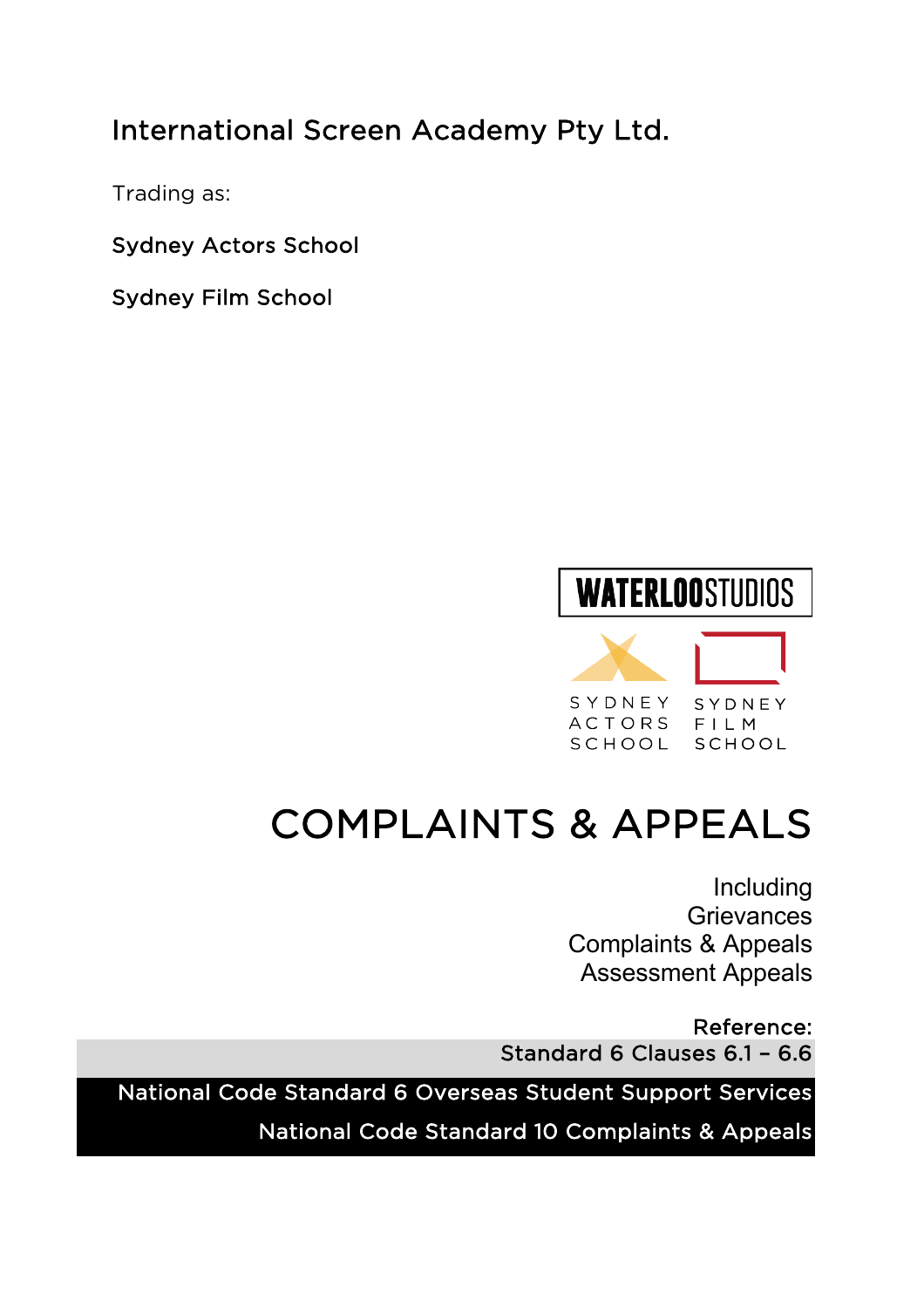International Screen Academy Pty Ltd.

Trading as:

Sydney Actors School

Sydney Film School

WATERLOO STUDIOS

SYDNEY ACTORS SCHOOL

SYDNEY FILM SCHOOL

# COMPLAINTS & APPEALS

Including
Grievances
Complaints & Appeals
Assessment Appeals

Reference:

Standard 6 Clauses 6.1 – 6.6

National Code Standard 6 Overseas Student Support Services

National Code Standard 10 Complaints & Appeals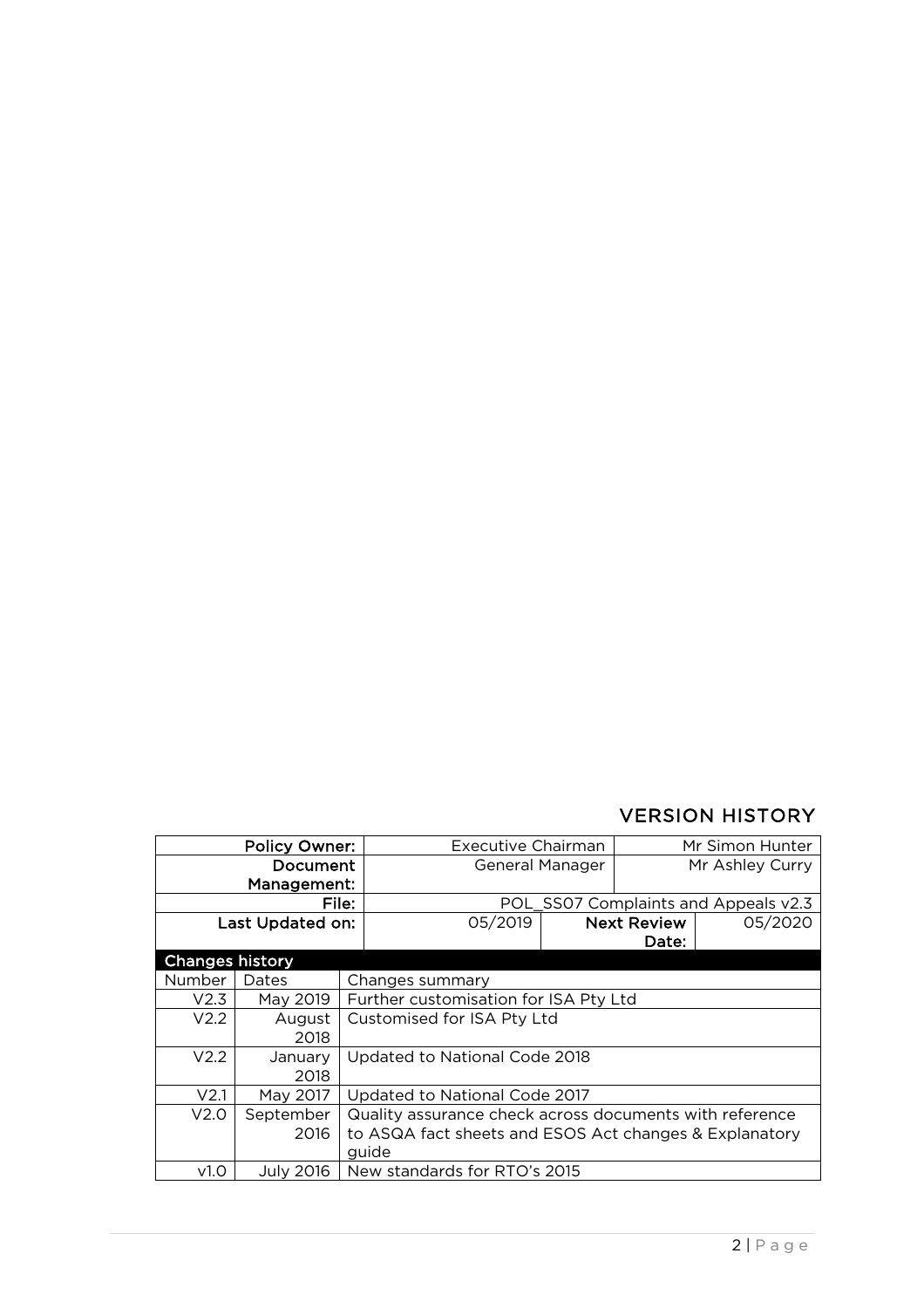## VERSION HISTORY

| Policy Owner: | Executive Chairman | | Mr Simon Hunter |
|---|---|---|---|
| Document Management: | General Manager | | Mr Ashley Curry |
| File: | POL_SS07 Complaints and Appeals v2.3 | | |
| Last Updated on: | 05/2019 | Next Review Date: | 05/2020 |

**Changes history**

| Number | Dates | Changes summary |
|---|---|---|
| V2.3 | May 2019 | Further customisation for ISA Pty Ltd |
| V2.2 | August 2018 | Customised for ISA Pty Ltd |
| V2.2 | January 2018 | Updated to National Code 2018 |
| V2.1 | May 2017 | Updated to National Code 2017 |
| V2.0 | September 2016 | Quality assurance check across documents with reference to ASQA fact sheets and ESOS Act changes & Explanatory guide |
| v1.0 | July 2016 | New standards for RTO's 2015 |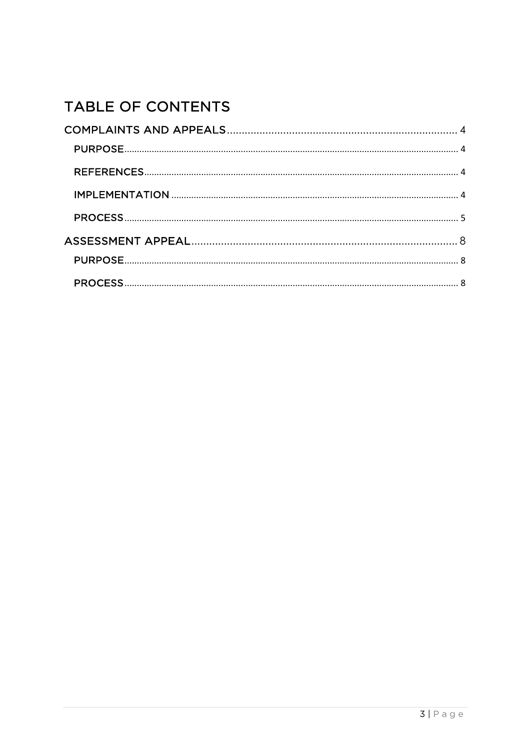# TABLE OF CONTENTS

COMPLAINTS AND APPEALS .......... 4

- PURPOSE .......... 4
- REFERENCES .......... 4
- IMPLEMENTATION .......... 4
- PROCESS .......... 5

ASSESSMENT APPEAL .......... 8

- PURPOSE .......... 8
- PROCESS .......... 8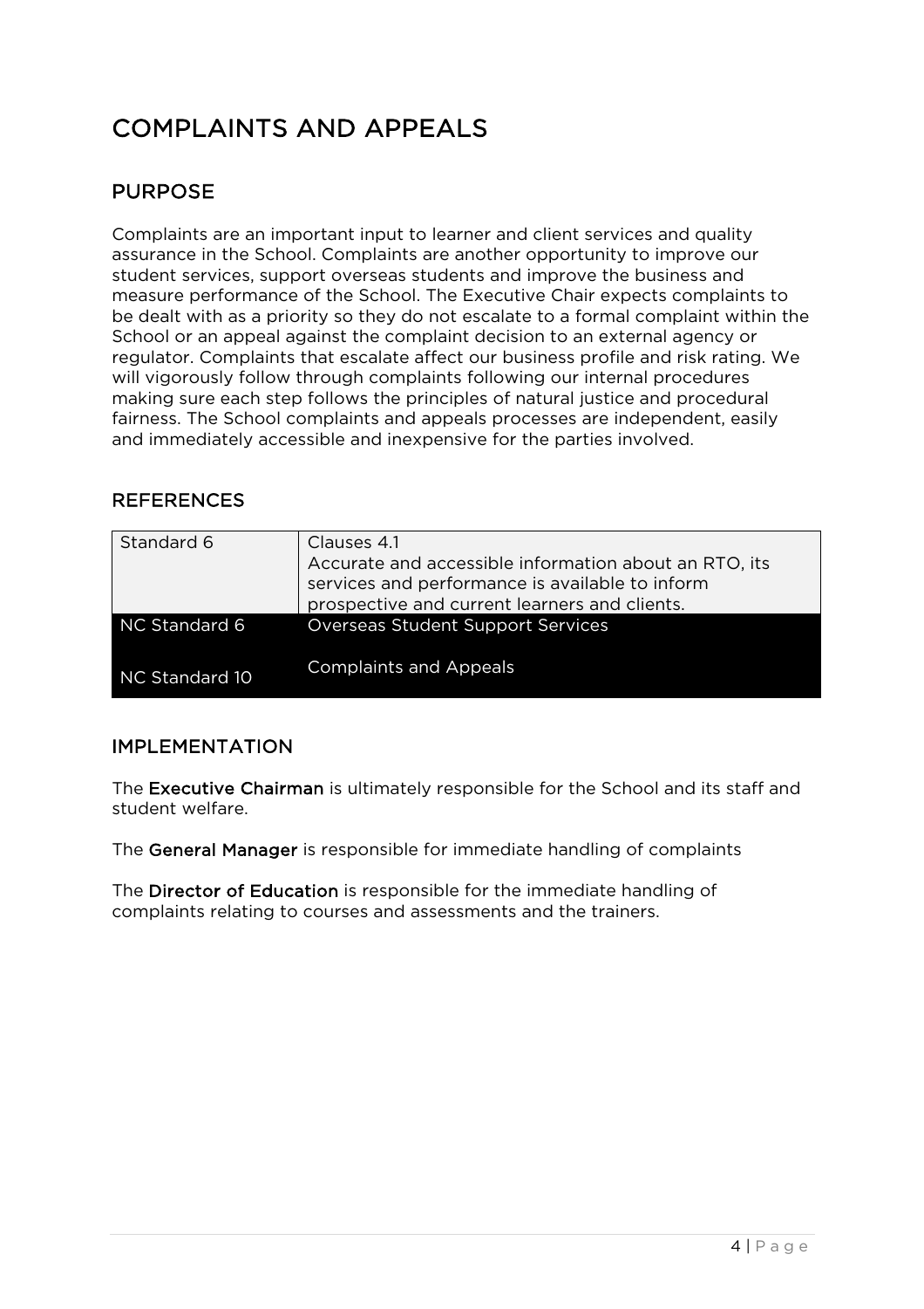# COMPLAINTS AND APPEALS

## PURPOSE

Complaints are an important input to learner and client services and quality assurance in the School. Complaints are another opportunity to improve our student services, support overseas students and improve the business and measure performance of the School. The Executive Chair expects complaints to be dealt with as a priority so they do not escalate to a formal complaint within the School or an appeal against the complaint decision to an external agency or regulator. Complaints that escalate affect our business profile and risk rating. We will vigorously follow through complaints following our internal procedures making sure each step follows the principles of natural justice and procedural fairness. The School complaints and appeals processes are independent, easily and immediately accessible and inexpensive for the parties involved.

## REFERENCES

| Standard 6 | Clauses 4.1<br>Accurate and accessible information about an RTO, its services and performance is available to inform prospective and current learners and clients. |
|---|---|
| NC Standard 6 | Overseas Student Support Services |
| NC Standard 10 | Complaints and Appeals |

## IMPLEMENTATION

The **Executive Chairman** is ultimately responsible for the School and its staff and student welfare.

The **General Manager** is responsible for immediate handling of complaints

The **Director of Education** is responsible for the immediate handling of complaints relating to courses and assessments and the trainers.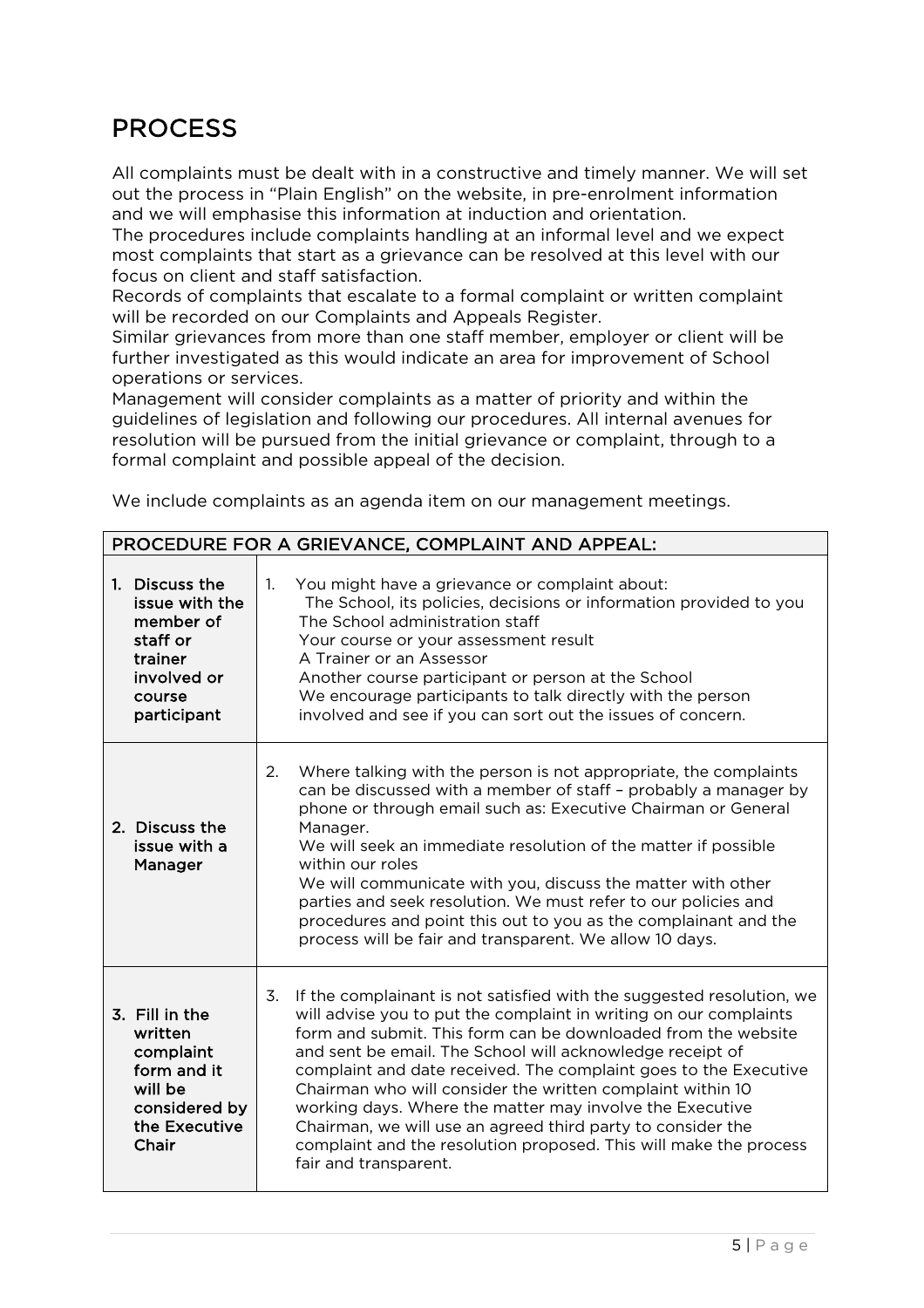# PROCESS

All complaints must be dealt with in a constructive and timely manner. We will set out the process in "Plain English" on the website, in pre-enrolment information and we will emphasise this information at induction and orientation.
The procedures include complaints handling at an informal level and we expect most complaints that start as a grievance can be resolved at this level with our focus on client and staff satisfaction.
Records of complaints that escalate to a formal complaint or written complaint will be recorded on our Complaints and Appeals Register.
Similar grievances from more than one staff member, employer or client will be further investigated as this would indicate an area for improvement of School operations or services.
Management will consider complaints as a matter of priority and within the guidelines of legislation and following our procedures. All internal avenues for resolution will be pursued from the initial grievance or complaint, through to a formal complaint and possible appeal of the decision.

We include complaints as an agenda item on our management meetings.

| PROCEDURE FOR A GRIEVANCE, COMPLAINT AND APPEAL: | |
|---|---|
| **1. Discuss the issue with the member of staff or trainer involved or course participant** | 1. You might have a grievance or complaint about:<br>The School, its policies, decisions or information provided to you<br>The School administration staff<br>Your course or your assessment result<br>A Trainer or an Assessor<br>Another course participant or person at the School<br>We encourage participants to talk directly with the person involved and see if you can sort out the issues of concern. |
| **2. Discuss the issue with a Manager** | 2. Where talking with the person is not appropriate, the complaints can be discussed with a member of staff – probably a manager by phone or through email such as: Executive Chairman or General Manager.<br>We will seek an immediate resolution of the matter if possible within our roles<br>We will communicate with you, discuss the matter with other parties and seek resolution. We must refer to our policies and procedures and point this out to you as the complainant and the process will be fair and transparent. We allow 10 days. |
| **3. Fill in the written complaint form and it will be considered by the Executive Chair** | 3. If the complainant is not satisfied with the suggested resolution, we will advise you to put the complaint in writing on our complaints form and submit. This form can be downloaded from the website and sent be email. The School will acknowledge receipt of complaint and date received. The complaint goes to the Executive Chairman who will consider the written complaint within 10 working days. Where the matter may involve the Executive Chairman, we will use an agreed third party to consider the complaint and the resolution proposed. This will make the process fair and transparent. |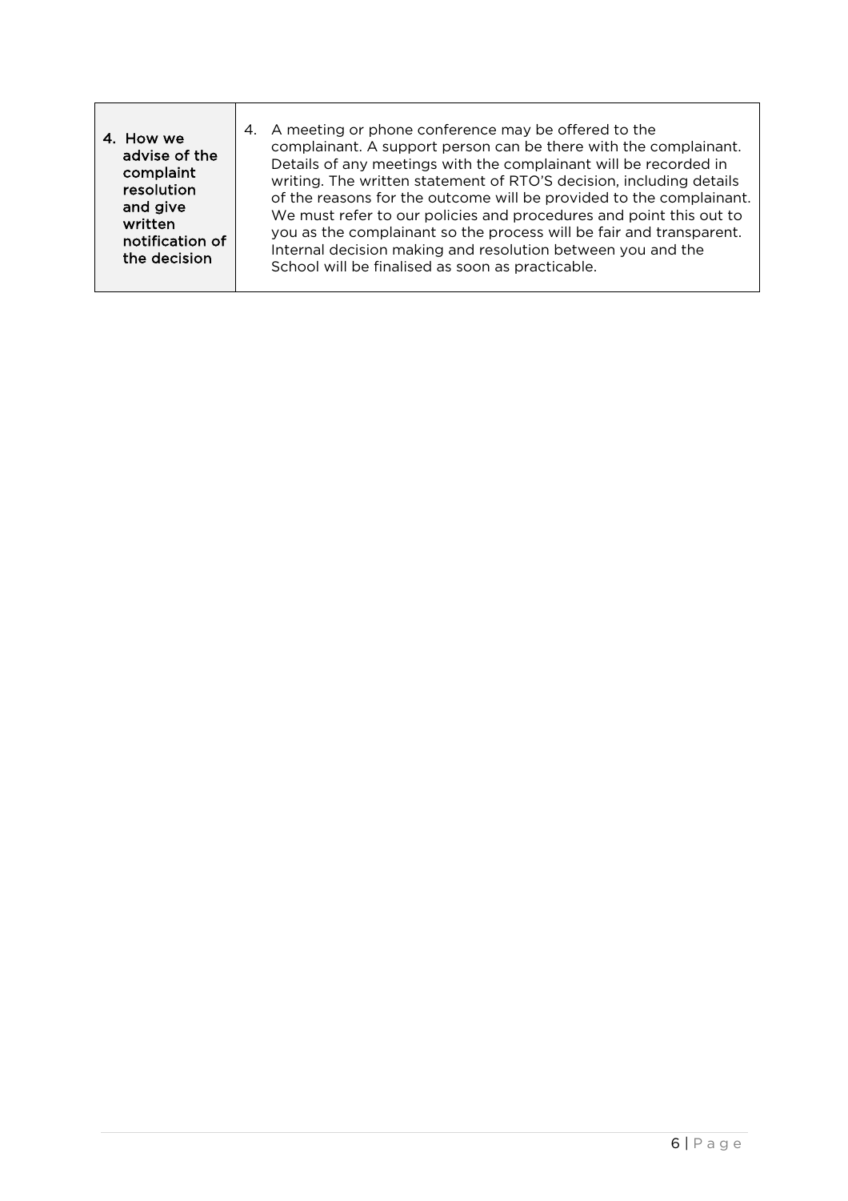| 4. How we advise of the complaint resolution and give written notification of the decision | 4. A meeting or phone conference may be offered to the complainant. A support person can be there with the complainant. Details of any meetings with the complainant will be recorded in writing. The written statement of RTO'S decision, including details of the reasons for the outcome will be provided to the complainant. We must refer to our policies and procedures and point this out to you as the complainant so the process will be fair and transparent. Internal decision making and resolution between you and the School will be finalised as soon as practicable. |
| --- | --- |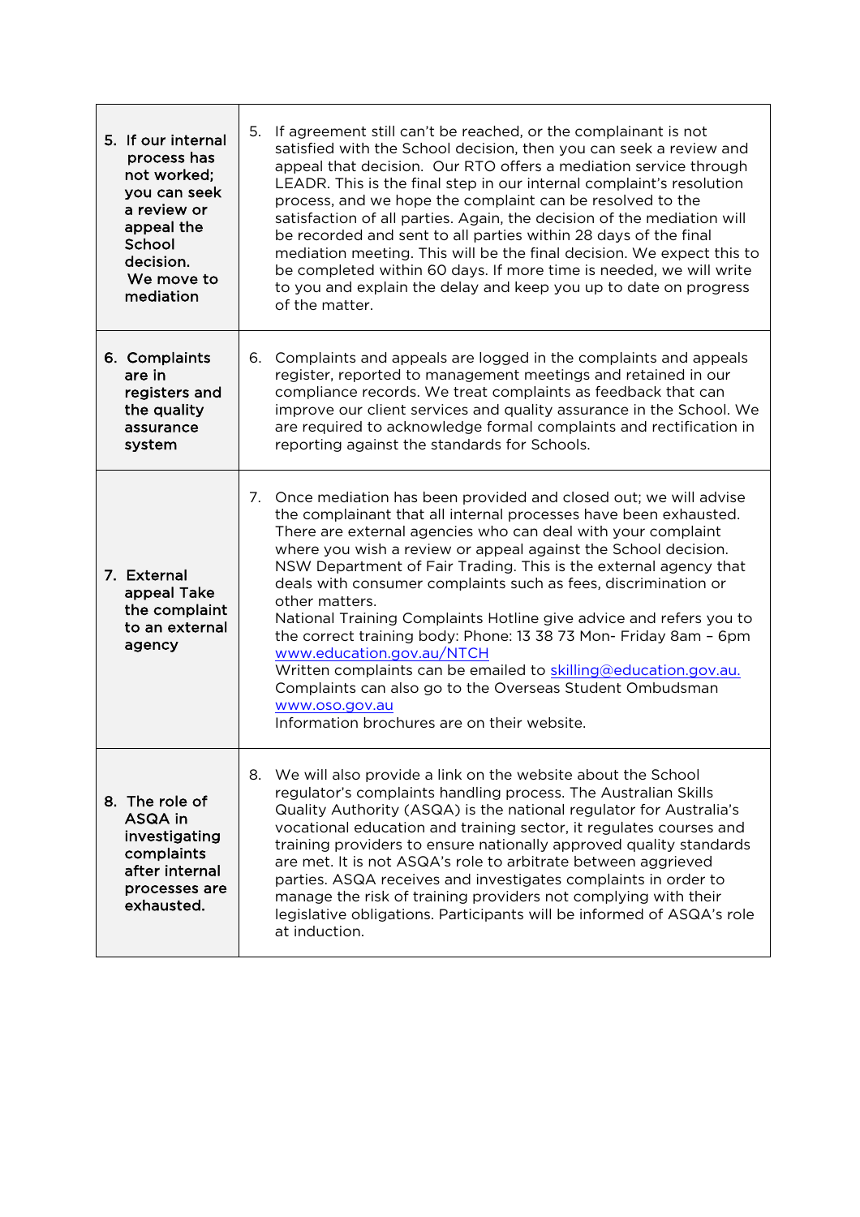| | |
|---|---|
| **5. If our internal process has not worked; you can seek a review or appeal the School decision. We move to mediation** | 5. If agreement still can't be reached, or the complainant is not satisfied with the School decision, then you can seek a review and appeal that decision. Our RTO offers a mediation service through LEADR. This is the final step in our internal complaint's resolution process, and we hope the complaint can be resolved to the satisfaction of all parties. Again, the decision of the mediation will be recorded and sent to all parties within 28 days of the final mediation meeting. This will be the final decision. We expect this to be completed within 60 days. If more time is needed, we will write to you and explain the delay and keep you up to date on progress of the matter. |
| **6. Complaints are in registers and the quality assurance system** | 6. Complaints and appeals are logged in the complaints and appeals register, reported to management meetings and retained in our compliance records. We treat complaints as feedback that can improve our client services and quality assurance in the School. We are required to acknowledge formal complaints and rectification in reporting against the standards for Schools. |
| **7. External appeal Take the complaint to an external agency** | 7. Once mediation has been provided and closed out; we will advise the complainant that all internal processes have been exhausted. There are external agencies who can deal with your complaint where you wish a review or appeal against the School decision. NSW Department of Fair Trading. This is the external agency that deals with consumer complaints such as fees, discrimination or other matters.<br>National Training Complaints Hotline give advice and refers you to the correct training body: Phone: 13 38 73 Mon- Friday 8am – 6pm www.education.gov.au/NTCH<br>Written complaints can be emailed to skilling@education.gov.au.<br>Complaints can also go to the Overseas Student Ombudsman www.oso.gov.au<br>Information brochures are on their website. |
| **8. The role of ASQA in investigating complaints after internal processes are exhausted.** | 8. We will also provide a link on the website about the School regulator's complaints handling process. The Australian Skills Quality Authority (ASQA) is the national regulator for Australia's vocational education and training sector, it regulates courses and training providers to ensure nationally approved quality standards are met. It is not ASQA's role to arbitrate between aggrieved parties. ASQA receives and investigates complaints in order to manage the risk of training providers not complying with their legislative obligations. Participants will be informed of ASQA's role at induction. |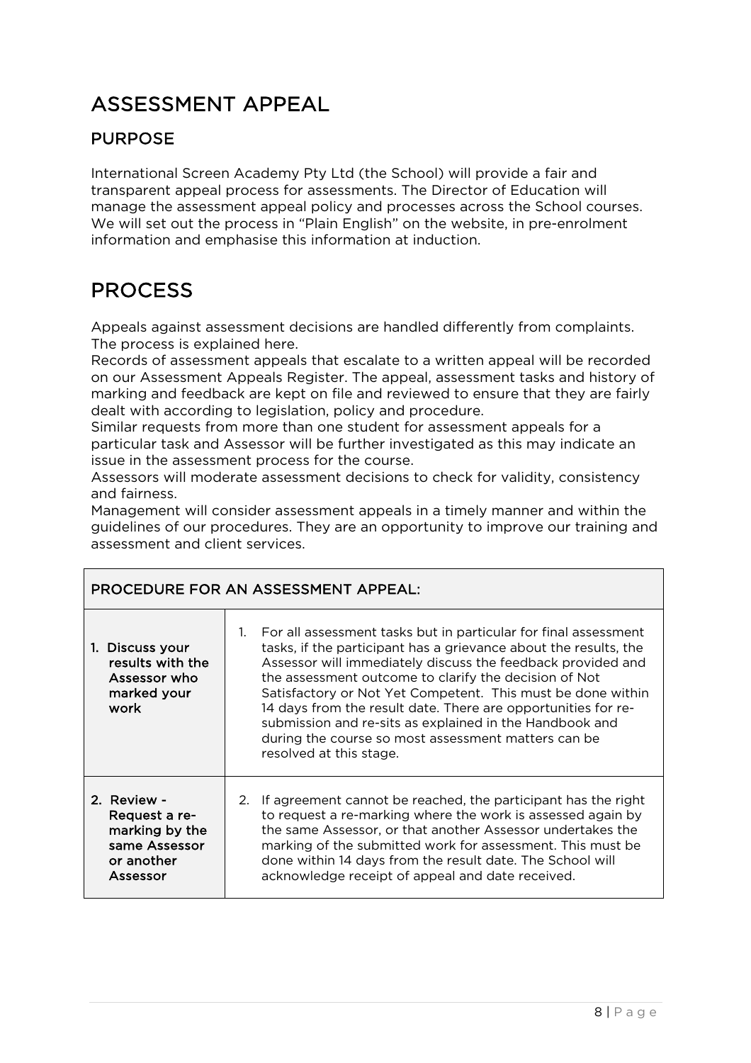# ASSESSMENT APPEAL

## PURPOSE

International Screen Academy Pty Ltd (the School) will provide a fair and transparent appeal process for assessments. The Director of Education will manage the assessment appeal policy and processes across the School courses. We will set out the process in "Plain English" on the website, in pre-enrolment information and emphasise this information at induction.

# PROCESS

Appeals against assessment decisions are handled differently from complaints. The process is explained here.

Records of assessment appeals that escalate to a written appeal will be recorded on our Assessment Appeals Register. The appeal, assessment tasks and history of marking and feedback are kept on file and reviewed to ensure that they are fairly dealt with according to legislation, policy and procedure.

Similar requests from more than one student for assessment appeals for a particular task and Assessor will be further investigated as this may indicate an issue in the assessment process for the course.

Assessors will moderate assessment decisions to check for validity, consistency and fairness.

Management will consider assessment appeals in a timely manner and within the guidelines of our procedures. They are an opportunity to improve our training and assessment and client services.

| PROCEDURE FOR AN ASSESSMENT APPEAL: | |
|---|---|
| **1. Discuss your results with the Assessor who marked your work** | 1. For all assessment tasks but in particular for final assessment tasks, if the participant has a grievance about the results, the Assessor will immediately discuss the feedback provided and the assessment outcome to clarify the decision of Not Satisfactory or Not Yet Competent. This must be done within 14 days from the result date. There are opportunities for re-submission and re-sits as explained in the Handbook and during the course so most assessment matters can be resolved at this stage. |
| **2. Review - Request a re-marking by the same Assessor or another Assessor** | 2. If agreement cannot be reached, the participant has the right to request a re-marking where the work is assessed again by the same Assessor, or that another Assessor undertakes the marking of the submitted work for assessment. This must be done within 14 days from the result date. The School will acknowledge receipt of appeal and date received. |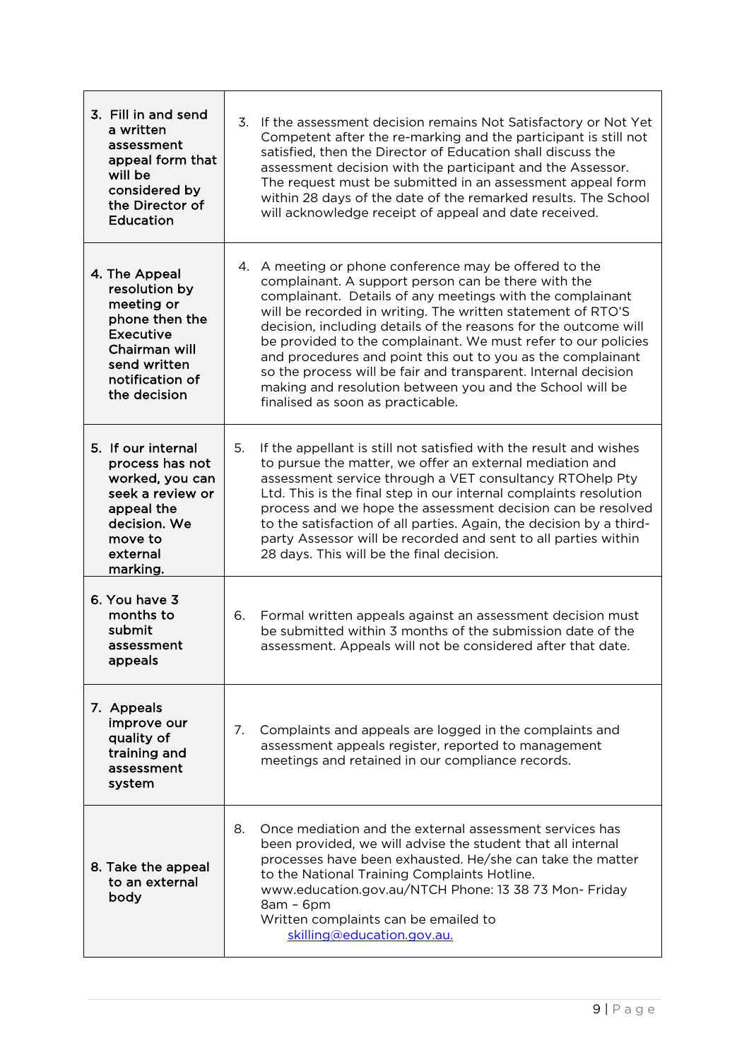| | |
|---|---|
| **3. Fill in and send a written assessment appeal form that will be considered by the Director of Education** | 3. If the assessment decision remains Not Satisfactory or Not Yet Competent after the re-marking and the participant is still not satisfied, then the Director of Education shall discuss the assessment decision with the participant and the Assessor. The request must be submitted in an assessment appeal form within 28 days of the date of the remarked results. The School will acknowledge receipt of appeal and date received. |
| **4. The Appeal resolution by meeting or phone then the Executive Chairman will send written notification of the decision** | 4. A meeting or phone conference may be offered to the complainant. A support person can be there with the complainant. Details of any meetings with the complainant will be recorded in writing. The written statement of RTO'S decision, including details of the reasons for the outcome will be provided to the complainant. We must refer to our policies and procedures and point this out to you as the complainant so the process will be fair and transparent. Internal decision making and resolution between you and the School will be finalised as soon as practicable. |
| **5. If our internal process has not worked, you can seek a review or appeal the decision. We move to external marking.** | 5. If the appellant is still not satisfied with the result and wishes to pursue the matter, we offer an external mediation and assessment service through a VET consultancy RTOhelp Pty Ltd. This is the final step in our internal complaints resolution process and we hope the assessment decision can be resolved to the satisfaction of all parties. Again, the decision by a third-party Assessor will be recorded and sent to all parties within 28 days. This will be the final decision. |
| **6. You have 3 months to submit assessment appeals** | 6. Formal written appeals against an assessment decision must be submitted within 3 months of the submission date of the assessment. Appeals will not be considered after that date. |
| **7. Appeals improve our quality of training and assessment system** | 7. Complaints and appeals are logged in the complaints and assessment appeals register, reported to management meetings and retained in our compliance records. |
| **8. Take the appeal to an external body** | 8. Once mediation and the external assessment services has been provided, we will advise the student that all internal processes have been exhausted. He/she can take the matter to the National Training Complaints Hotline. www.education.gov.au/NTCH Phone: 13 38 73 Mon- Friday 8am – 6pm<br>Written complaints can be emailed to skilling@education.gov.au. |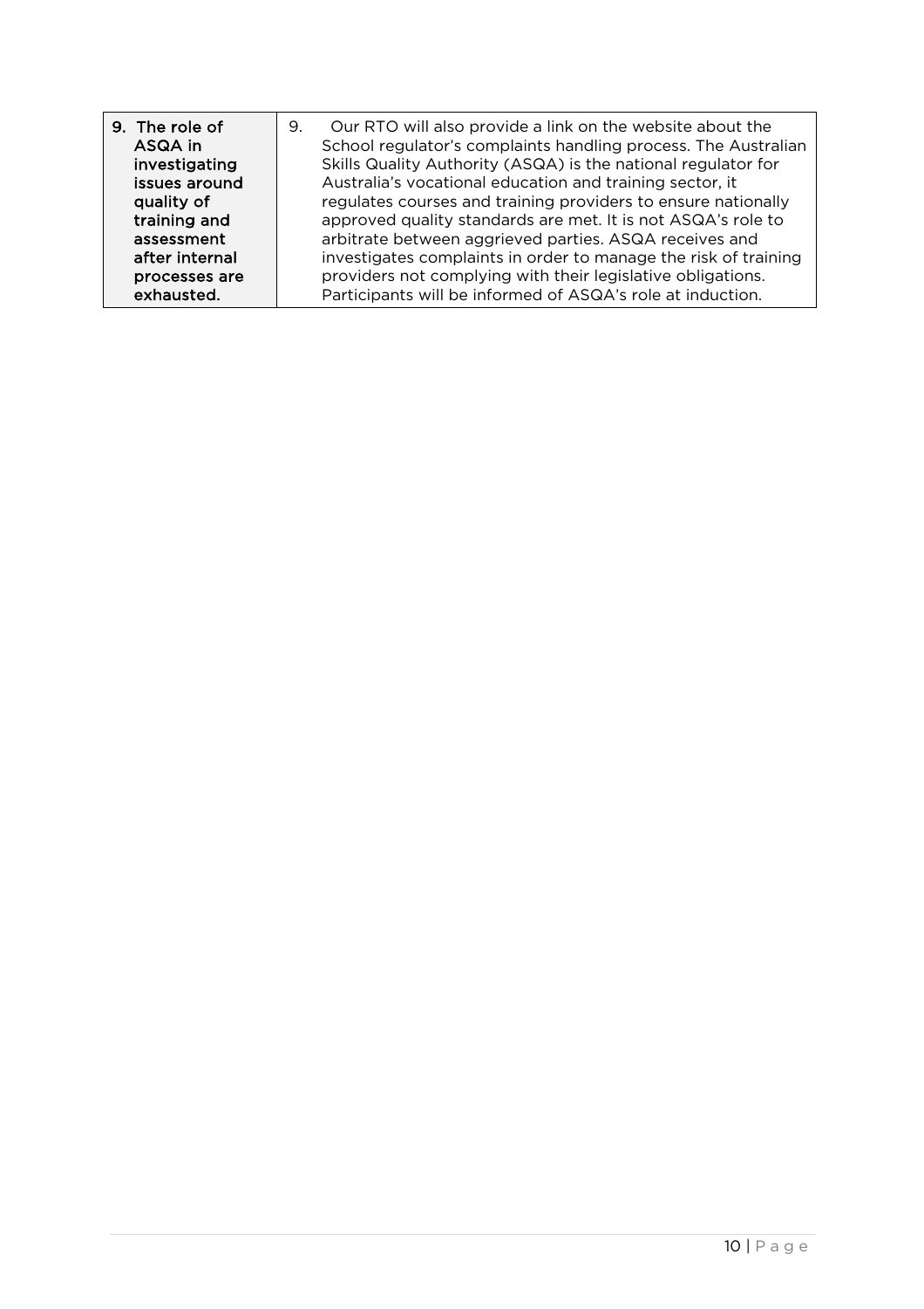| | |
|---|---|
| **9. The role of ASQA in investigating issues around quality of training and assessment after internal processes are exhausted.** | 9. Our RTO will also provide a link on the website about the School regulator's complaints handling process. The Australian Skills Quality Authority (ASQA) is the national regulator for Australia's vocational education and training sector, it regulates courses and training providers to ensure nationally approved quality standards are met. It is not ASQA's role to arbitrate between aggrieved parties. ASQA receives and investigates complaints in order to manage the risk of training providers not complying with their legislative obligations. Participants will be informed of ASQA's role at induction. |